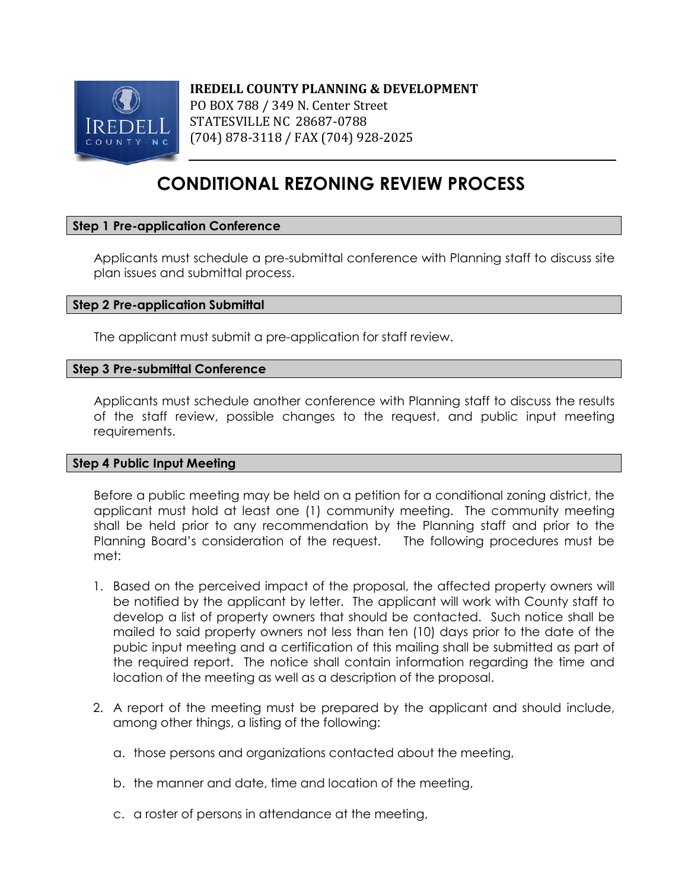**IREDELL COUNTY PLANNING & DEVELOPMENT**
PO BOX 788 / 349 N. Center Street
STATESVILLE NC 28687-0788
(704) 878-3118 / FAX (704) 928-2025

# CONDITIONAL REZONING REVIEW PROCESS

## Step 1 Pre-application Conference

Applicants must schedule a pre-submittal conference with Planning staff to discuss site plan issues and submittal process.

## Step 2 Pre-application Submittal

The applicant must submit a pre-application for staff review.

## Step 3 Pre-submittal Conference

Applicants must schedule another conference with Planning staff to discuss the results of the staff review, possible changes to the request, and public input meeting requirements.

## Step 4 Public Input Meeting

Before a public meeting may be held on a petition for a conditional zoning district, the applicant must hold at least one (1) community meeting. The community meeting shall be held prior to any recommendation by the Planning staff and prior to the Planning Board's consideration of the request. The following procedures must be met:

1. Based on the perceived impact of the proposal, the affected property owners will be notified by the applicant by letter. The applicant will work with County staff to develop a list of property owners that should be contacted. Such notice shall be mailed to said property owners not less than ten (10) days prior to the date of the pubic input meeting and a certification of this mailing shall be submitted as part of the required report. The notice shall contain information regarding the time and location of the meeting as well as a description of the proposal.

2. A report of the meeting must be prepared by the applicant and should include, among other things, a listing of the following:

   a. those persons and organizations contacted about the meeting,

   b. the manner and date, time and location of the meeting,

   c. a roster of persons in attendance at the meeting,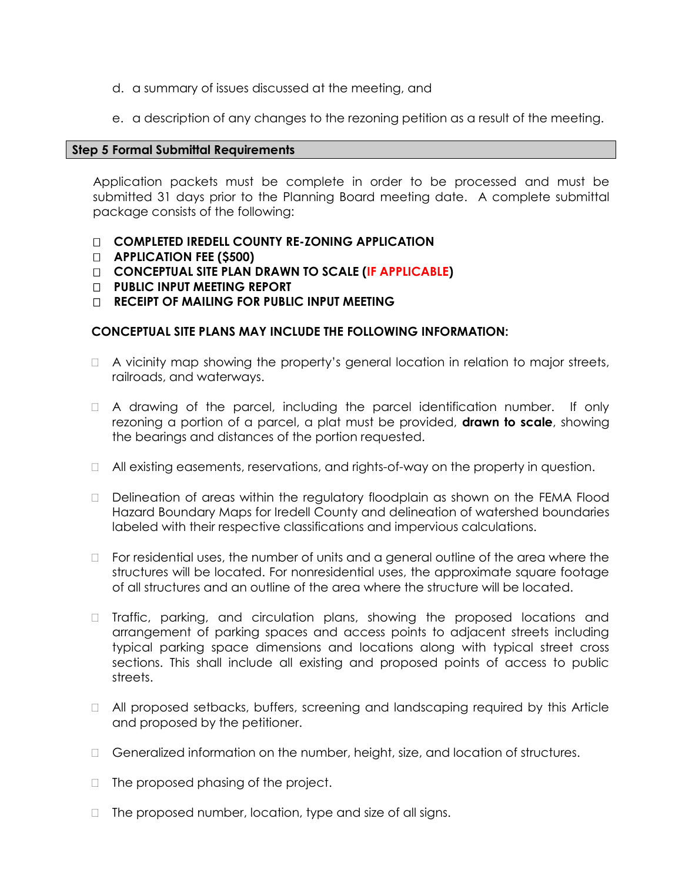d. a summary of issues discussed at the meeting, and

e. a description of any changes to the rezoning petition as a result of the meeting.

## Step 5 Formal Submittal Requirements

Application packets must be complete in order to be processed and must be submitted 31 days prior to the Planning Board meeting date. A complete submittal package consists of the following:

- ☐ **COMPLETED IREDELL COUNTY RE-ZONING APPLICATION**
- ☐ **APPLICATION FEE ($500)**
- ☐ **CONCEPTUAL SITE PLAN DRAWN TO SCALE (IF APPLICABLE)**
- ☐ **PUBLIC INPUT MEETING REPORT**
- ☐ **RECEIPT OF MAILING FOR PUBLIC INPUT MEETING**

**CONCEPTUAL SITE PLANS MAY INCLUDE THE FOLLOWING INFORMATION:**

- ☐ A vicinity map showing the property's general location in relation to major streets, railroads, and waterways.
- ☐ A drawing of the parcel, including the parcel identification number. If only rezoning a portion of a parcel, a plat must be provided, **drawn to scale**, showing the bearings and distances of the portion requested.
- ☐ All existing easements, reservations, and rights-of-way on the property in question.
- ☐ Delineation of areas within the regulatory floodplain as shown on the FEMA Flood Hazard Boundary Maps for Iredell County and delineation of watershed boundaries labeled with their respective classifications and impervious calculations.
- ☐ For residential uses, the number of units and a general outline of the area where the structures will be located. For nonresidential uses, the approximate square footage of all structures and an outline of the area where the structure will be located.
- ☐ Traffic, parking, and circulation plans, showing the proposed locations and arrangement of parking spaces and access points to adjacent streets including typical parking space dimensions and locations along with typical street cross sections. This shall include all existing and proposed points of access to public streets.
- ☐ All proposed setbacks, buffers, screening and landscaping required by this Article and proposed by the petitioner.
- ☐ Generalized information on the number, height, size, and location of structures.
- ☐ The proposed phasing of the project.
- ☐ The proposed number, location, type and size of all signs.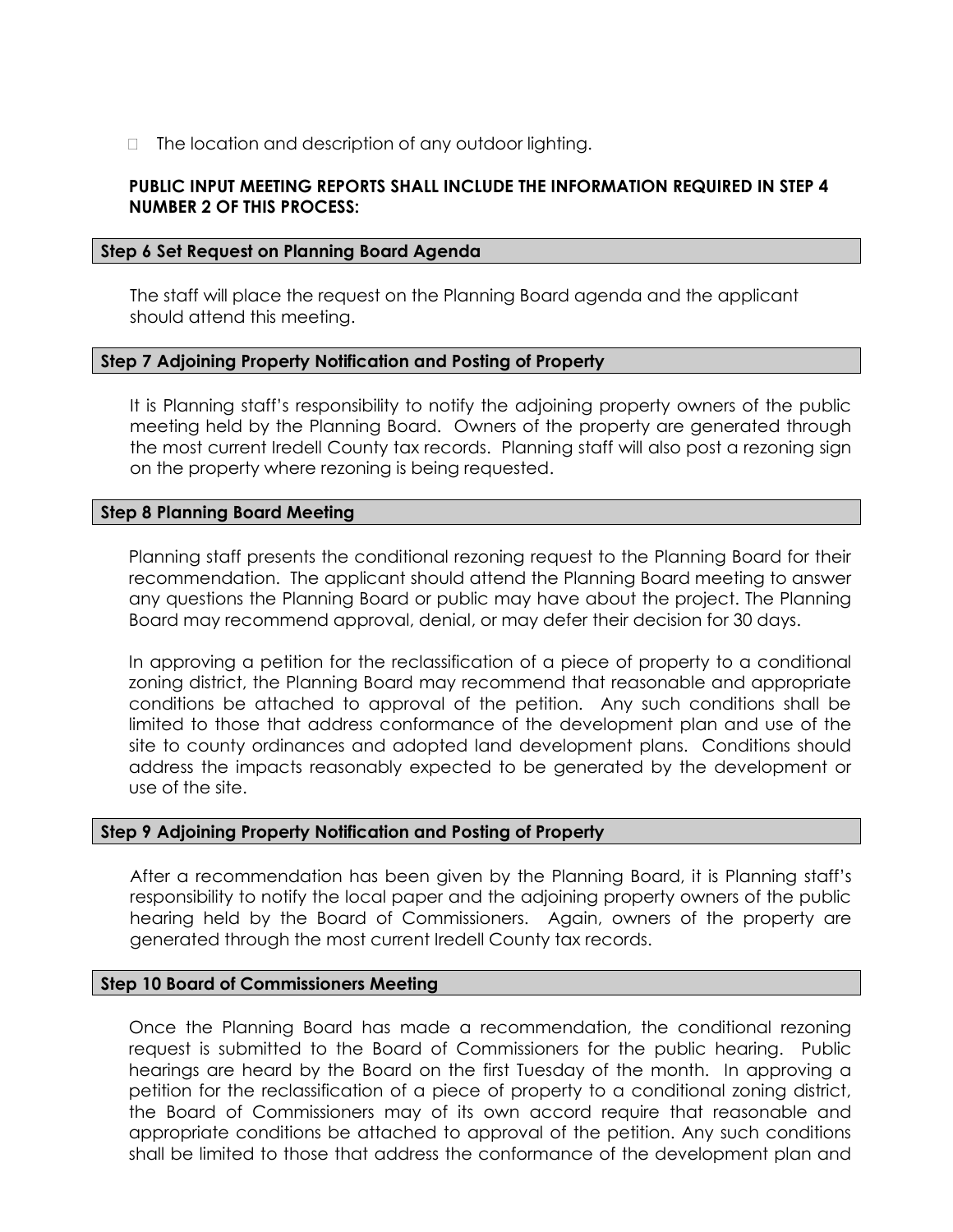- The location and description of any outdoor lighting.

**PUBLIC INPUT MEETING REPORTS SHALL INCLUDE THE INFORMATION REQUIRED IN STEP 4 NUMBER 2 OF THIS PROCESS:**

### Step 6 Set Request on Planning Board Agenda

The staff will place the request on the Planning Board agenda and the applicant should attend this meeting.

### Step 7 Adjoining Property Notification and Posting of Property

It is Planning staff's responsibility to notify the adjoining property owners of the public meeting held by the Planning Board. Owners of the property are generated through the most current Iredell County tax records. Planning staff will also post a rezoning sign on the property where rezoning is being requested.

### Step 8 Planning Board Meeting

Planning staff presents the conditional rezoning request to the Planning Board for their recommendation. The applicant should attend the Planning Board meeting to answer any questions the Planning Board or public may have about the project. The Planning Board may recommend approval, denial, or may defer their decision for 30 days.

In approving a petition for the reclassification of a piece of property to a conditional zoning district, the Planning Board may recommend that reasonable and appropriate conditions be attached to approval of the petition. Any such conditions shall be limited to those that address conformance of the development plan and use of the site to county ordinances and adopted land development plans. Conditions should address the impacts reasonably expected to be generated by the development or use of the site.

### Step 9 Adjoining Property Notification and Posting of Property

After a recommendation has been given by the Planning Board, it is Planning staff's responsibility to notify the local paper and the adjoining property owners of the public hearing held by the Board of Commissioners. Again, owners of the property are generated through the most current Iredell County tax records.

### Step 10 Board of Commissioners Meeting

Once the Planning Board has made a recommendation, the conditional rezoning request is submitted to the Board of Commissioners for the public hearing. Public hearings are heard by the Board on the first Tuesday of the month. In approving a petition for the reclassification of a piece of property to a conditional zoning district, the Board of Commissioners may of its own accord require that reasonable and appropriate conditions be attached to approval of the petition. Any such conditions shall be limited to those that address the conformance of the development plan and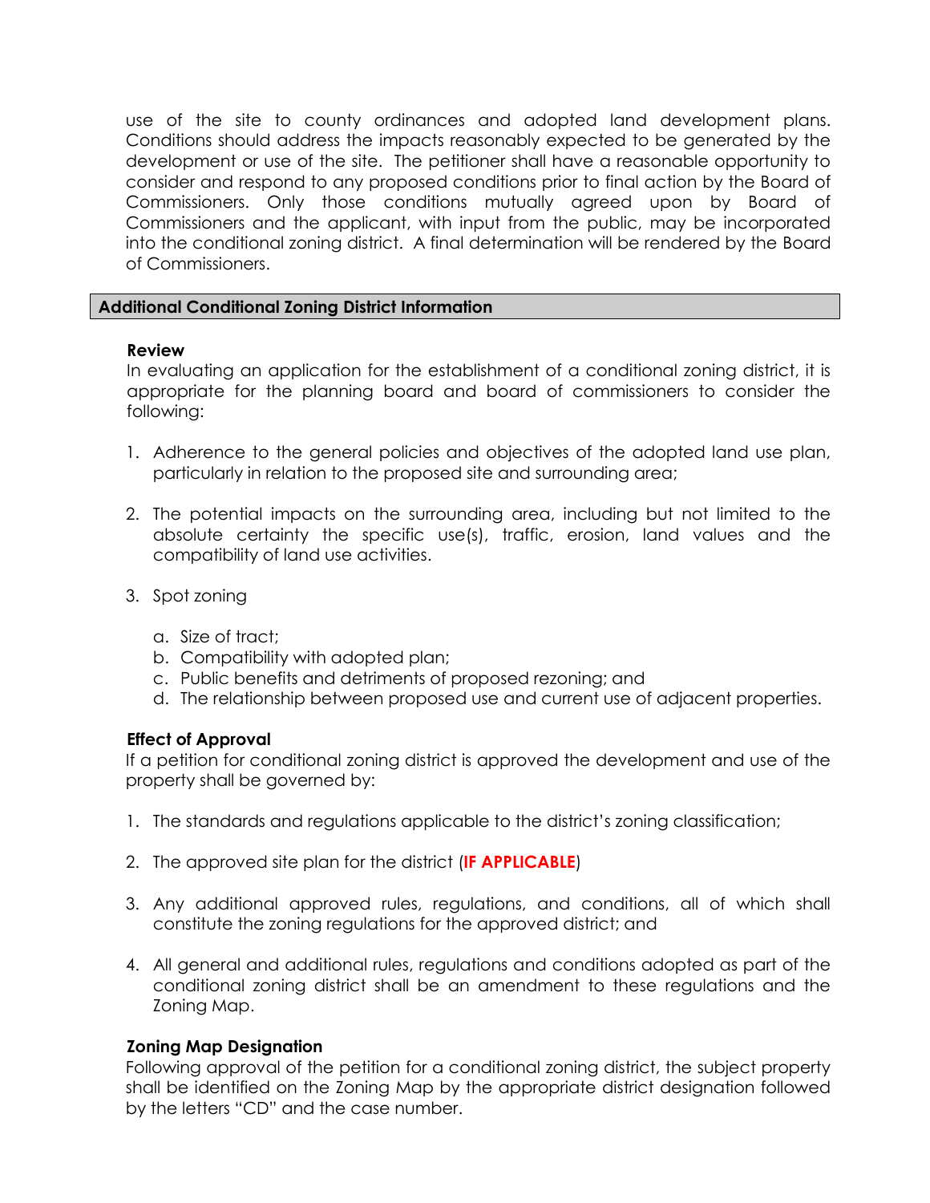use of the site to county ordinances and adopted land development plans. Conditions should address the impacts reasonably expected to be generated by the development or use of the site. The petitioner shall have a reasonable opportunity to consider and respond to any proposed conditions prior to final action by the Board of Commissioners. Only those conditions mutually agreed upon by Board of Commissioners and the applicant, with input from the public, may be incorporated into the conditional zoning district. A final determination will be rendered by the Board of Commissioners.

## Additional Conditional Zoning District Information

### Review

In evaluating an application for the establishment of a conditional zoning district, it is appropriate for the planning board and board of commissioners to consider the following:

1. Adherence to the general policies and objectives of the adopted land use plan, particularly in relation to the proposed site and surrounding area;

2. The potential impacts on the surrounding area, including but not limited to the absolute certainty the specific use(s), traffic, erosion, land values and the compatibility of land use activities.

3. Spot zoning

    a. Size of tract;
    b. Compatibility with adopted plan;
    c. Public benefits and detriments of proposed rezoning; and
    d. The relationship between proposed use and current use of adjacent properties.

### Effect of Approval

If a petition for conditional zoning district is approved the development and use of the property shall be governed by:

1. The standards and regulations applicable to the district's zoning classification;

2. The approved site plan for the district (**IF APPLICABLE**)

3. Any additional approved rules, regulations, and conditions, all of which shall constitute the zoning regulations for the approved district; and

4. All general and additional rules, regulations and conditions adopted as part of the conditional zoning district shall be an amendment to these regulations and the Zoning Map.

### Zoning Map Designation

Following approval of the petition for a conditional zoning district, the subject property shall be identified on the Zoning Map by the appropriate district designation followed by the letters "CD" and the case number.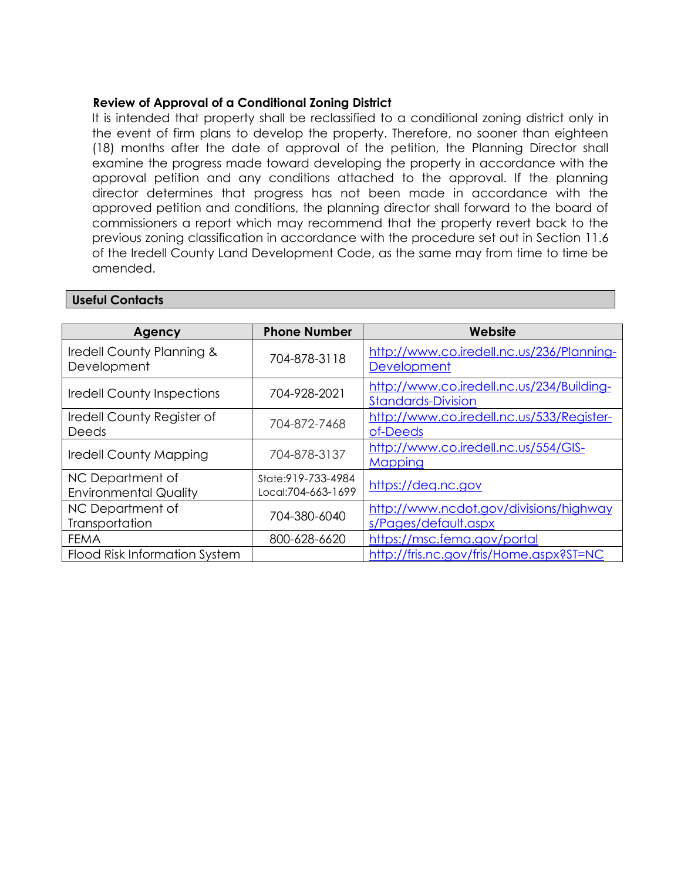**Review of Approval of a Conditional Zoning District**

It is intended that property shall be reclassified to a conditional zoning district only in the event of firm plans to develop the property. Therefore, no sooner than eighteen (18) months after the date of approval of the petition, the Planning Director shall examine the progress made toward developing the property in accordance with the approval petition and any conditions attached to the approval. If the planning director determines that progress has not been made in accordance with the approved petition and conditions, the planning director shall forward to the board of commissioners a report which may recommend that the property revert back to the previous zoning classification in accordance with the procedure set out in Section 11.6 of the Iredell County Land Development Code, as the same may from time to time be amended.

## Useful Contacts

| Agency | Phone Number | Website |
|---|---|---|
| Iredell County Planning & Development | 704-878-3118 | http://www.co.iredell.nc.us/236/Planning-Development |
| Iredell County Inspections | 704-928-2021 | http://www.co.iredell.nc.us/234/Building-Standards-Division |
| Iredell County Register of Deeds | 704-872-7468 | http://www.co.iredell.nc.us/533/Register-of-Deeds |
| Iredell County Mapping | 704-878-3137 | http://www.co.iredell.nc.us/554/GIS-Mapping |
| NC Department of Environmental Quality | State:919-733-4984 Local:704-663-1699 | https://deq.nc.gov |
| NC Department of Transportation | 704-380-6040 | http://www.ncdot.gov/divisions/highways/Pages/default.aspx |
| FEMA | 800-628-6620 | https://msc.fema.gov/portal |
| Flood Risk Information System | | http://fris.nc.gov/fris/Home.aspx?ST=NC |